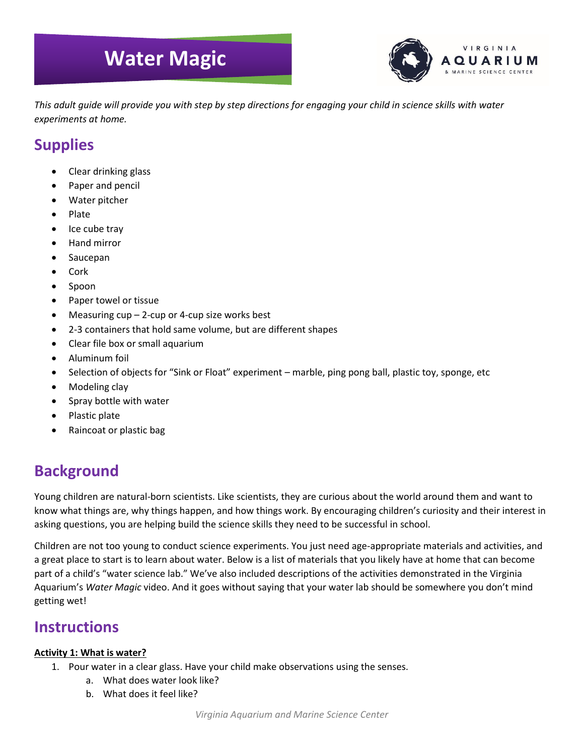# Water Magic

*This adult guide will provide you with step by step directions for engaging your child in science skills with water experiments at home.*

## Supplies

- Clear drinking glass
- Paper and pencil
- Water pitcher
- Plate
- Ice cube tray
- Hand mirror
- Saucepan
- Cork
- Spoon
- Paper towel or tissue
- Measuring cup – 2-cup or 4-cup size works best
- 2-3 containers that hold same volume, but are different shapes
- Clear file box or small aquarium
- Aluminum foil
- Selection of objects for "Sink or Float" experiment – marble, ping pong ball, plastic toy, sponge, etc
- Modeling clay
- Spray bottle with water
- Plastic plate
- Raincoat or plastic bag

## Background

Young children are natural-born scientists. Like scientists, they are curious about the world around them and want to know what things are, why things happen, and how things work. By encouraging children's curiosity and their interest in asking questions, you are helping build the science skills they need to be successful in school.

Children are not too young to conduct science experiments. You just need age-appropriate materials and activities, and a great place to start is to learn about water. Below is a list of materials that you likely have at home that can become part of a child's "water science lab." We've also included descriptions of the activities demonstrated in the Virginia Aquarium's *Water Magic* video. And it goes without saying that your water lab should be somewhere you don't mind getting wet!

## Instructions

**Activity 1: What is water?**

1. Pour water in a clear glass. Have your child make observations using the senses.
   a. What does water look like?
   b. What does it feel like?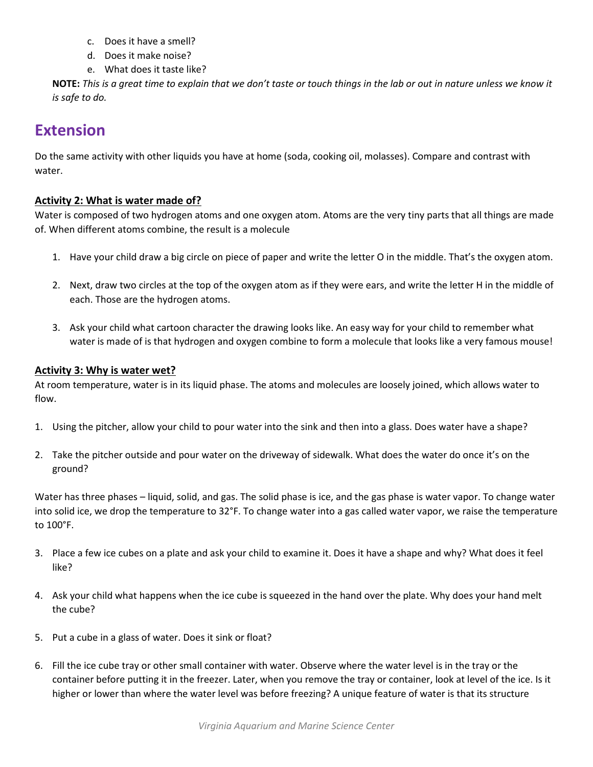c. Does it have a smell?
d. Does it make noise?
e. What does it taste like?

**NOTE:** *This is a great time to explain that we don't taste or touch things in the lab or out in nature unless we know it is safe to do.*

## Extension

Do the same activity with other liquids you have at home (soda, cooking oil, molasses). Compare and contrast with water.

### Activity 2: What is water made of?

Water is composed of two hydrogen atoms and one oxygen atom. Atoms are the very tiny parts that all things are made of. When different atoms combine, the result is a molecule

1. Have your child draw a big circle on piece of paper and write the letter O in the middle. That's the oxygen atom.

2. Next, draw two circles at the top of the oxygen atom as if they were ears, and write the letter H in the middle of each. Those are the hydrogen atoms.

3. Ask your child what cartoon character the drawing looks like. An easy way for your child to remember what water is made of is that hydrogen and oxygen combine to form a molecule that looks like a very famous mouse!

### Activity 3: Why is water wet?

At room temperature, water is in its liquid phase. The atoms and molecules are loosely joined, which allows water to flow.

1. Using the pitcher, allow your child to pour water into the sink and then into a glass. Does water have a shape?

2. Take the pitcher outside and pour water on the driveway of sidewalk. What does the water do once it's on the ground?

Water has three phases – liquid, solid, and gas. The solid phase is ice, and the gas phase is water vapor. To change water into solid ice, we drop the temperature to 32°F. To change water into a gas called water vapor, we raise the temperature to 100°F.

3. Place a few ice cubes on a plate and ask your child to examine it. Does it have a shape and why? What does it feel like?

4. Ask your child what happens when the ice cube is squeezed in the hand over the plate. Why does your hand melt the cube?

5. Put a cube in a glass of water. Does it sink or float?

6. Fill the ice cube tray or other small container with water. Observe where the water level is in the tray or the container before putting it in the freezer. Later, when you remove the tray or container, look at level of the ice. Is it higher or lower than where the water level was before freezing? A unique feature of water is that its structure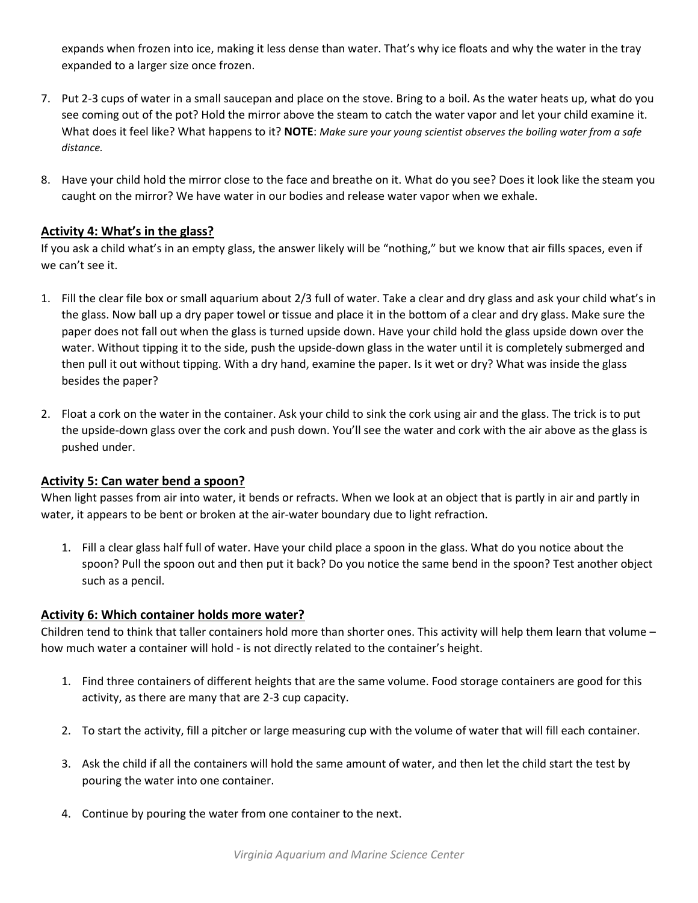expands when frozen into ice, making it less dense than water. That's why ice floats and why the water in the tray expanded to a larger size once frozen.

7. Put 2-3 cups of water in a small saucepan and place on the stove. Bring to a boil. As the water heats up, what do you see coming out of the pot? Hold the mirror above the steam to catch the water vapor and let your child examine it. What does it feel like? What happens to it? **NOTE**: *Make sure your young scientist observes the boiling water from a safe distance.*

8. Have your child hold the mirror close to the face and breathe on it. What do you see? Does it look like the steam you caught on the mirror? We have water in our bodies and release water vapor when we exhale.

### Activity 4: What's in the glass?

If you ask a child what's in an empty glass, the answer likely will be "nothing," but we know that air fills spaces, even if we can't see it.

1. Fill the clear file box or small aquarium about 2/3 full of water. Take a clear and dry glass and ask your child what's in the glass. Now ball up a dry paper towel or tissue and place it in the bottom of a clear and dry glass. Make sure the paper does not fall out when the glass is turned upside down. Have your child hold the glass upside down over the water. Without tipping it to the side, push the upside-down glass in the water until it is completely submerged and then pull it out without tipping. With a dry hand, examine the paper. Is it wet or dry? What was inside the glass besides the paper?

2. Float a cork on the water in the container. Ask your child to sink the cork using air and the glass. The trick is to put the upside-down glass over the cork and push down. You'll see the water and cork with the air above as the glass is pushed under.

### Activity 5: Can water bend a spoon?

When light passes from air into water, it bends or refracts. When we look at an object that is partly in air and partly in water, it appears to be bent or broken at the air-water boundary due to light refraction.

1. Fill a clear glass half full of water. Have your child place a spoon in the glass. What do you notice about the spoon? Pull the spoon out and then put it back? Do you notice the same bend in the spoon? Test another object such as a pencil.

### Activity 6: Which container holds more water?

Children tend to think that taller containers hold more than shorter ones. This activity will help them learn that volume – how much water a container will hold - is not directly related to the container's height.

1. Find three containers of different heights that are the same volume. Food storage containers are good for this activity, as there are many that are 2-3 cup capacity.

2. To start the activity, fill a pitcher or large measuring cup with the volume of water that will fill each container.

3. Ask the child if all the containers will hold the same amount of water, and then let the child start the test by pouring the water into one container.

4. Continue by pouring the water from one container to the next.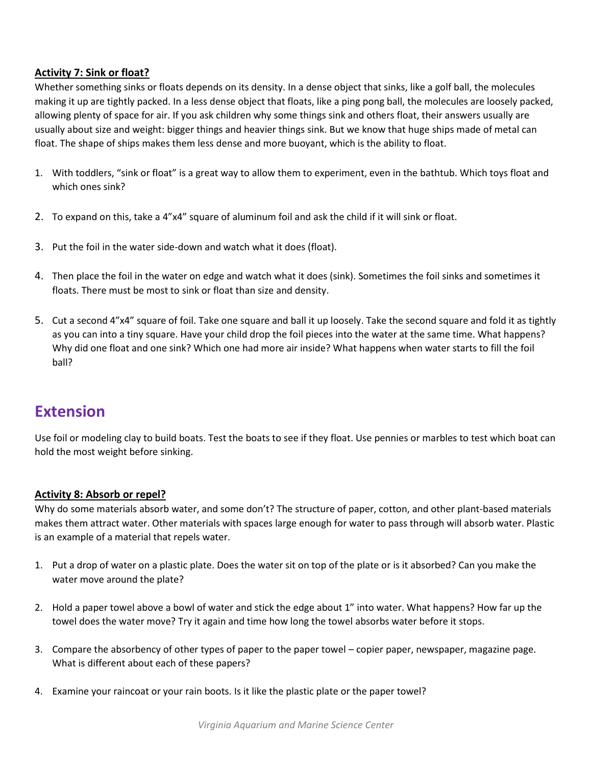**Activity 7: Sink or float?**

Whether something sinks or floats depends on its density. In a dense object that sinks, like a golf ball, the molecules making it up are tightly packed. In a less dense object that floats, like a ping pong ball, the molecules are loosely packed, allowing plenty of space for air. If you ask children why some things sink and others float, their answers usually are usually about size and weight: bigger things and heavier things sink. But we know that huge ships made of metal can float. The shape of ships makes them less dense and more buoyant, which is the ability to float.

1. With toddlers, "sink or float" is a great way to allow them to experiment, even in the bathtub. Which toys float and which ones sink?
2. To expand on this, take a 4"x4" square of aluminum foil and ask the child if it will sink or float.
3. Put the foil in the water side-down and watch what it does (float).
4. Then place the foil in the water on edge and watch what it does (sink). Sometimes the foil sinks and sometimes it floats. There must be most to sink or float than size and density.
5. Cut a second 4"x4" square of foil. Take one square and ball it up loosely. Take the second square and fold it as tightly as you can into a tiny square. Have your child drop the foil pieces into the water at the same time. What happens? Why did one float and one sink? Which one had more air inside? What happens when water starts to fill the foil ball?

## Extension

Use foil or modeling clay to build boats. Test the boats to see if they float. Use pennies or marbles to test which boat can hold the most weight before sinking.

**Activity 8: Absorb or repel?**

Why do some materials absorb water, and some don't? The structure of paper, cotton, and other plant-based materials makes them attract water. Other materials with spaces large enough for water to pass through will absorb water. Plastic is an example of a material that repels water.

1. Put a drop of water on a plastic plate. Does the water sit on top of the plate or is it absorbed? Can you make the water move around the plate?
2. Hold a paper towel above a bowl of water and stick the edge about 1" into water. What happens? How far up the towel does the water move? Try it again and time how long the towel absorbs water before it stops.
3. Compare the absorbency of other types of paper to the paper towel – copier paper, newspaper, magazine page. What is different about each of these papers?
4. Examine your raincoat or your rain boots. Is it like the plastic plate or the paper towel?